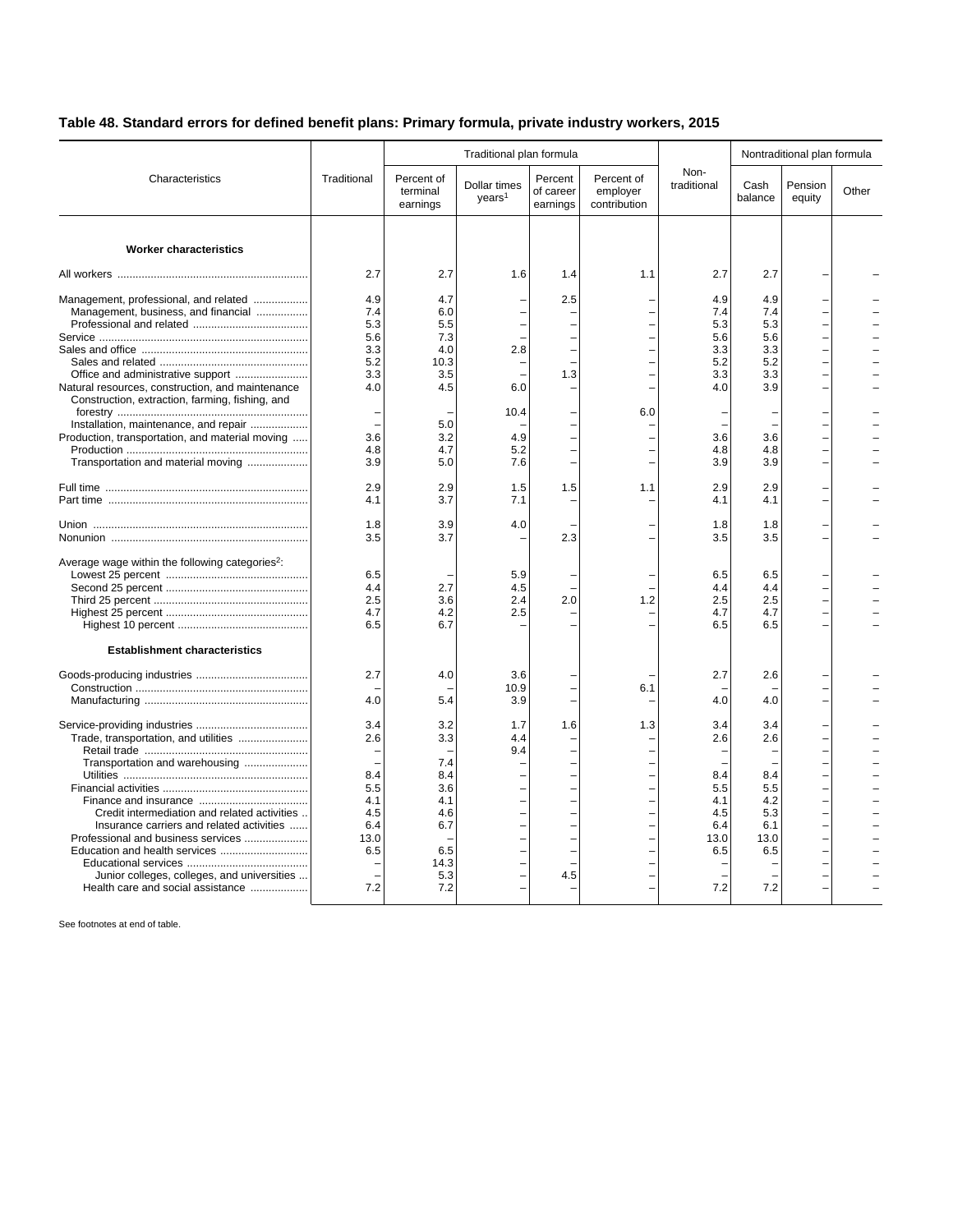## Table 48. Standard errors for defined benefit plans: Primary formula, private industry workers, 2015

| Characteristics | Traditional | Traditional plan formula | | | | Non-traditional | Nontraditional plan formula | | |
|---|---|---|---|---|---|---|---|---|---|
| | | Percent of terminal earnings | Dollar times years[1] | Percent of career earnings | Percent of employer contribution | | Cash balance | Pension equity | Other |
| **Worker characteristics** | | | | | | | | | |
| All workers | 2.7 | 2.7 | 1.6 | 1.4 | 1.1 | 2.7 | 2.7 | – | – |
| Management, professional, and related | 4.9 | 4.7 | – | 2.5 | – | 4.9 | 4.9 | – | – |
| Management, business, and financial | 7.4 | 6.0 | – | – | – | 7.4 | 7.4 | – | – |
| Professional and related | 5.3 | 5.5 | – | – | – | 5.3 | 5.3 | – | – |
| Service | 5.6 | 7.3 | – | – | – | 5.6 | 5.6 | – | – |
| Sales and office | 3.3 | 4.0 | 2.8 | – | – | 3.3 | 3.3 | – | – |
| Sales and related | 5.2 | 10.3 | – | – | – | 5.2 | 5.2 | – | – |
| Office and administrative support | 3.3 | 3.5 | – | 1.3 | – | 3.3 | 3.3 | – | – |
| Natural resources, construction, and maintenance | 4.0 | 4.5 | 6.0 | – | – | 4.0 | 3.9 | – | – |
| Construction, extraction, farming, fishing, and forestry | – | – | 10.4 | – | 6.0 | – | – | – | – |
| Installation, maintenance, and repair | – | 5.0 | – | – | – | – | – | – | – |
| Production, transportation, and material moving | 3.6 | 3.2 | 4.9 | – | – | 3.6 | 3.6 | – | – |
| Production | 4.8 | 4.7 | 5.2 | – | – | 4.8 | 4.8 | – | – |
| Transportation and material moving | 3.9 | 5.0 | 7.6 | – | – | 3.9 | 3.9 | – | – |
| Full time | 2.9 | 2.9 | 1.5 | 1.5 | 1.1 | 2.9 | 2.9 | – | – |
| Part time | 4.1 | 3.7 | 7.1 | – | – | 4.1 | 4.1 | – | – |
| Union | 1.8 | 3.9 | 4.0 | – | – | 1.8 | 1.8 | – | – |
| Nonunion | 3.5 | 3.7 | – | 2.3 | – | 3.5 | 3.5 | – | – |
| Average wage within the following categories[2]: | | | | | | | | | |
| Lowest 25 percent | 6.5 | – | 5.9 | – | – | 6.5 | 6.5 | – | – |
| Second 25 percent | 4.4 | 2.7 | 4.5 | – | – | 4.4 | 4.4 | – | – |
| Third 25 percent | 2.5 | 3.6 | 2.4 | 2.0 | 1.2 | 2.5 | 2.5 | – | – |
| Highest 25 percent | 4.7 | 4.2 | 2.5 | – | – | 4.7 | 4.7 | – | – |
| Highest 10 percent | 6.5 | 6.7 | – | – | – | 6.5 | 6.5 | – | – |
| **Establishment characteristics** | | | | | | | | | |
| Goods-producing industries | 2.7 | 4.0 | 3.6 | – | – | 2.7 | 2.6 | – | – |
| Construction | – | – | 10.9 | – | 6.1 | – | – | – | – |
| Manufacturing | 4.0 | 5.4 | 3.9 | – | – | 4.0 | 4.0 | – | – |
| Service-providing industries | 3.4 | 3.2 | 1.7 | 1.6 | 1.3 | 3.4 | 3.4 | – | – |
| Trade, transportation, and utilities | 2.6 | 3.3 | 4.4 | – | – | 2.6 | 2.6 | – | – |
| Retail trade | – | – | 9.4 | – | – | – | – | – | – |
| Transportation and warehousing | – | 7.4 | – | – | – | – | – | – | – |
| Utilities | 8.4 | 8.4 | – | – | – | 8.4 | 8.4 | – | – |
| Financial activities | 5.5 | 3.6 | – | – | – | 5.5 | 5.5 | – | – |
| Finance and insurance | 4.1 | 4.1 | – | – | – | 4.1 | 4.2 | – | – |
| Credit intermediation and related activities | 4.5 | 4.6 | – | – | – | 4.5 | 5.3 | – | – |
| Insurance carriers and related activities | 6.4 | 6.7 | – | – | – | 6.4 | 6.1 | – | – |
| Professional and business services | 13.0 | – | – | – | – | 13.0 | 13.0 | – | – |
| Education and health services | 6.5 | 6.5 | – | – | – | 6.5 | 6.5 | – | – |
| Educational services | – | 14.3 | – | – | – | – | – | – | – |
| Junior colleges, colleges, and universities | – | 5.3 | – | 4.5 | – | – | – | – | – |
| Health care and social assistance | 7.2 | 7.2 | – | – | – | 7.2 | 7.2 | – | – |

See footnotes at end of table.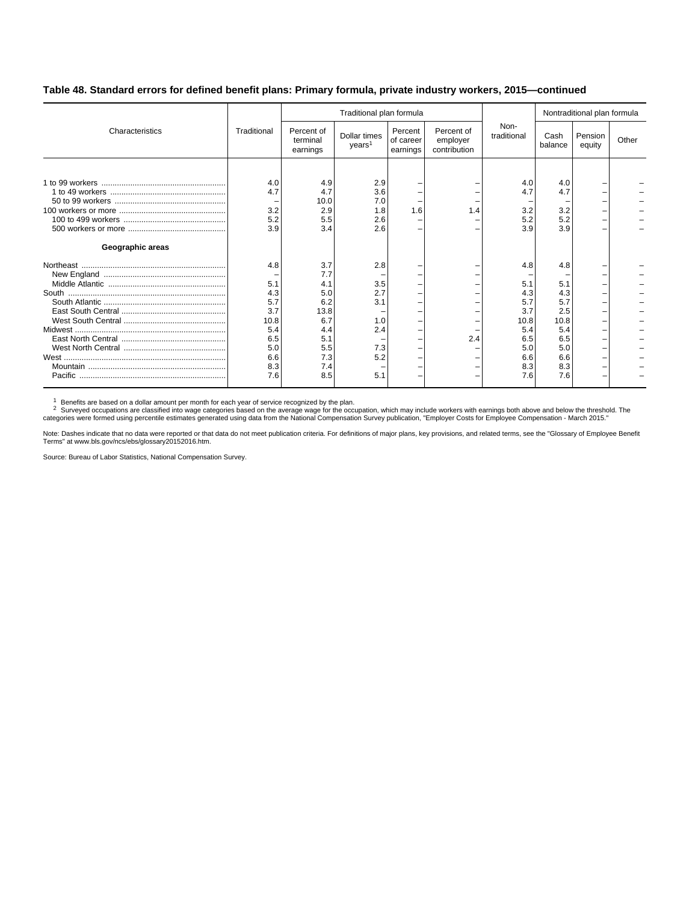## Table 48. Standard errors for defined benefit plans: Primary formula, private industry workers, 2015—continued

| Characteristics | Traditional | Traditional plan formula | | | | Non-traditional | Nontraditional plan formula | | |
|---|---|---|---|---|---|---|---|---|---|
| | | Percent of terminal earnings | Dollar times years[1] | Percent of career earnings | Percent of employer contribution | | Cash balance | Pension equity | Other |
| 1 to 99 workers | 4.0 | 4.9 | 2.9 | – | – | 4.0 | 4.0 | – | – |
| 1 to 49 workers | 4.7 | 4.7 | 3.6 | – | – | 4.7 | 4.7 | – | – |
| 50 to 99 workers | – | 10.0 | 7.0 | – | – | – | – | – | – |
| 100 workers or more | 3.2 | 2.9 | 1.8 | 1.6 | 1.4 | 3.2 | 3.2 | – | – |
| 100 to 499 workers | 5.2 | 5.5 | 2.6 | – | – | 5.2 | 5.2 | – | – |
| 500 workers or more | 3.9 | 3.4 | 2.6 | – | – | 3.9 | 3.9 | – | – |
| **Geographic areas** | | | | | | | | | |
| Northeast | 4.8 | 3.7 | 2.8 | – | – | 4.8 | 4.8 | – | – |
| New England | – | 7.7 | – | – | – | – | – | – | – |
| Middle Atlantic | 5.1 | 4.1 | 3.5 | – | – | 5.1 | 5.1 | – | – |
| South | 4.3 | 5.0 | 2.7 | – | – | 4.3 | 4.3 | – | – |
| South Atlantic | 5.7 | 6.2 | 3.1 | – | – | 5.7 | 5.7 | – | – |
| East South Central | 3.7 | 13.8 | – | – | – | 3.7 | 2.5 | – | – |
| West South Central | 10.8 | 6.7 | 1.0 | – | – | 10.8 | 10.8 | – | – |
| Midwest | 5.4 | 4.4 | 2.4 | – | – | 5.4 | 5.4 | – | – |
| East North Central | 6.5 | 5.1 | – | – | 2.4 | 6.5 | 6.5 | – | – |
| West North Central | 5.0 | 5.5 | 7.3 | – | – | 5.0 | 5.0 | – | – |
| West | 6.6 | 7.3 | 5.2 | – | – | 6.6 | 6.6 | – | – |
| Mountain | 8.3 | 7.4 | – | – | – | 8.3 | 8.3 | – | – |
| Pacific | 7.6 | 8.5 | 5.1 | – | – | 7.6 | 7.6 | – | – |

[1] Benefits are based on a dollar amount per month for each year of service recognized by the plan.
[2] Surveyed occupations are classified into wage categories based on the average wage for the occupation, which may include workers with earnings both above and below the threshold. The categories were formed using percentile estimates generated using data from the National Compensation Survey publication, "Employer Costs for Employee Compensation - March 2015."

Note: Dashes indicate that no data were reported or that data do not meet publication criteria. For definitions of major plans, key provisions, and related terms, see the "Glossary of Employee Benefit Terms" at www.bls.gov/ncs/ebs/glossary20152016.htm.

Source: Bureau of Labor Statistics, National Compensation Survey.